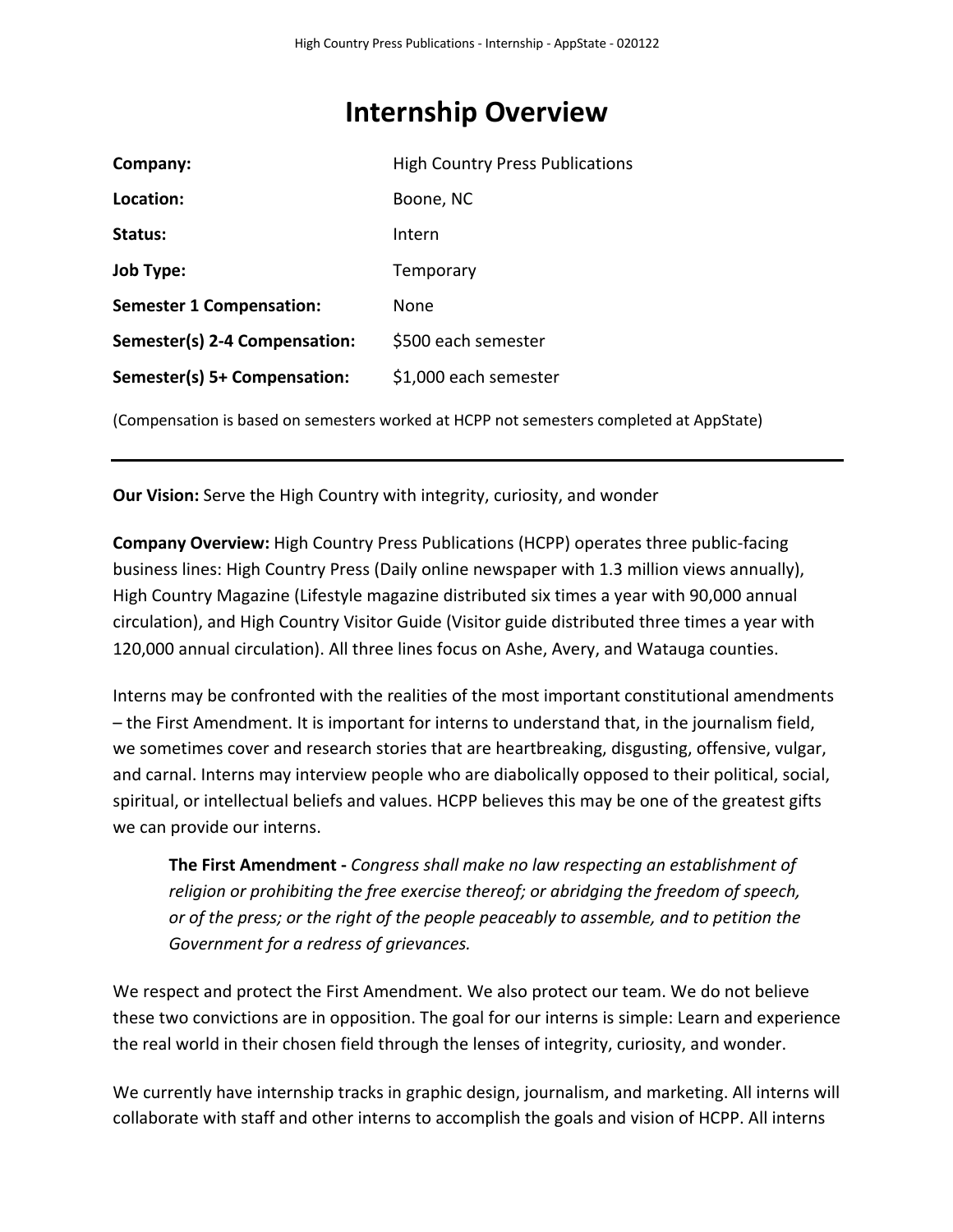# Internship Overview

| | |
|---|---|
| **Company:** | High Country Press Publications |
| **Location:** | Boone, NC |
| **Status:** | Intern |
| **Job Type:** | Temporary |
| **Semester 1 Compensation:** | None |
| **Semester(s) 2-4 Compensation:** | $500 each semester |
| **Semester(s) 5+ Compensation:** | $1,000 each semester |

(Compensation is based on semesters worked at HCPP not semesters completed at AppState)

---

**Our Vision:** Serve the High Country with integrity, curiosity, and wonder

**Company Overview:** High Country Press Publications (HCPP) operates three public-facing business lines: High Country Press (Daily online newspaper with 1.3 million views annually), High Country Magazine (Lifestyle magazine distributed six times a year with 90,000 annual circulation), and High Country Visitor Guide (Visitor guide distributed three times a year with 120,000 annual circulation). All three lines focus on Ashe, Avery, and Watauga counties.

Interns may be confronted with the realities of the most important constitutional amendments – the First Amendment. It is important for interns to understand that, in the journalism field, we sometimes cover and research stories that are heartbreaking, disgusting, offensive, vulgar, and carnal. Interns may interview people who are diabolically opposed to their political, social, spiritual, or intellectual beliefs and values. HCPP believes this may be one of the greatest gifts we can provide our interns.

> **The First Amendment -** *Congress shall make no law respecting an establishment of religion or prohibiting the free exercise thereof; or abridging the freedom of speech, or of the press; or the right of the people peaceably to assemble, and to petition the Government for a redress of grievances.*

We respect and protect the First Amendment. We also protect our team. We do not believe these two convictions are in opposition. The goal for our interns is simple: Learn and experience the real world in their chosen field through the lenses of integrity, curiosity, and wonder.

We currently have internship tracks in graphic design, journalism, and marketing. All interns will collaborate with staff and other interns to accomplish the goals and vision of HCPP. All interns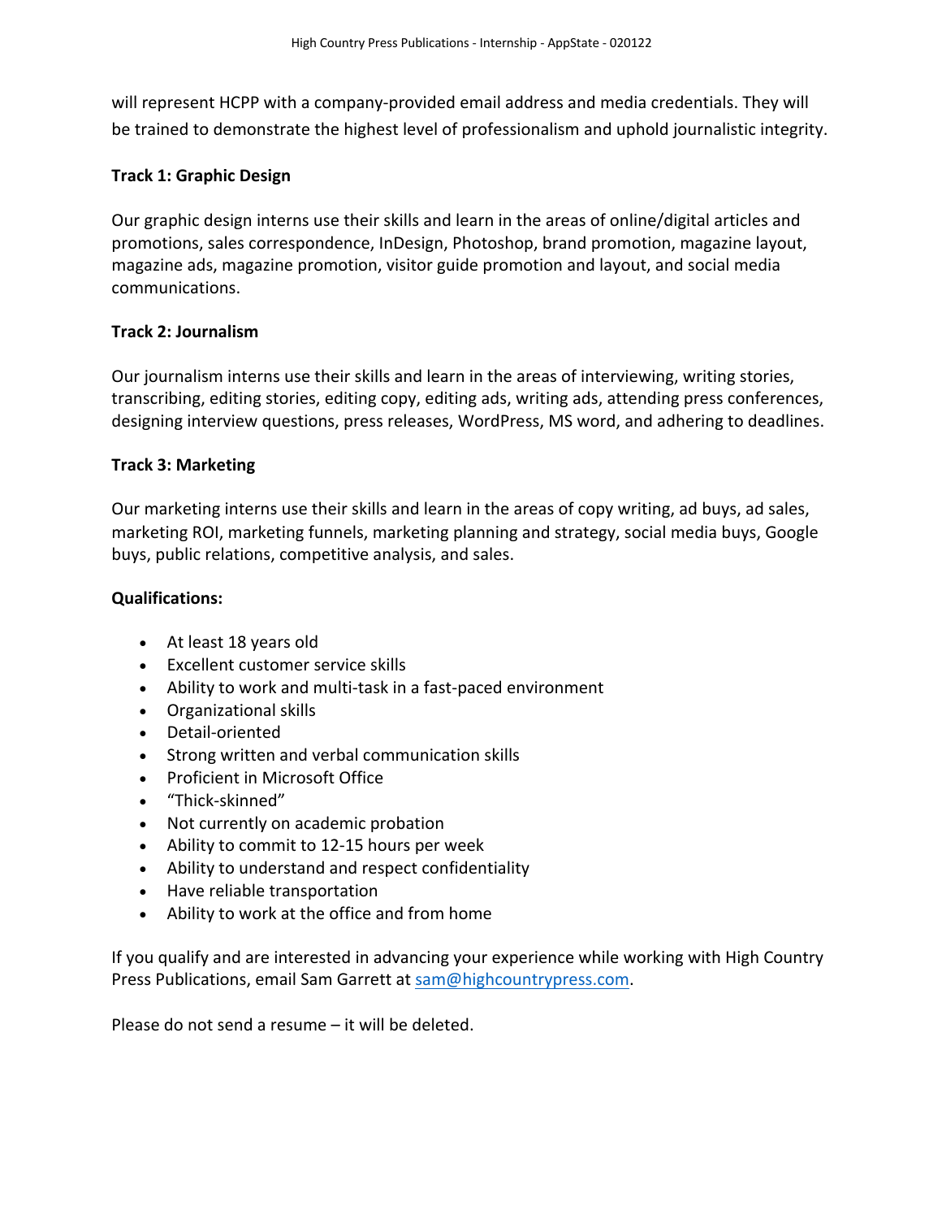will represent HCPP with a company-provided email address and media credentials. They will be trained to demonstrate the highest level of professionalism and uphold journalistic integrity.

**Track 1: Graphic Design**

Our graphic design interns use their skills and learn in the areas of online/digital articles and promotions, sales correspondence, InDesign, Photoshop, brand promotion, magazine layout, magazine ads, magazine promotion, visitor guide promotion and layout, and social media communications.

**Track 2: Journalism**

Our journalism interns use their skills and learn in the areas of interviewing, writing stories, transcribing, editing stories, editing copy, editing ads, writing ads, attending press conferences, designing interview questions, press releases, WordPress, MS word, and adhering to deadlines.

**Track 3: Marketing**

Our marketing interns use their skills and learn in the areas of copy writing, ad buys, ad sales, marketing ROI, marketing funnels, marketing planning and strategy, social media buys, Google buys, public relations, competitive analysis, and sales.

**Qualifications:**

- At least 18 years old
- Excellent customer service skills
- Ability to work and multi-task in a fast-paced environment
- Organizational skills
- Detail-oriented
- Strong written and verbal communication skills
- Proficient in Microsoft Office
- "Thick-skinned"
- Not currently on academic probation
- Ability to commit to 12-15 hours per week
- Ability to understand and respect confidentiality
- Have reliable transportation
- Ability to work at the office and from home

If you qualify and are interested in advancing your experience while working with High Country Press Publications, email Sam Garrett at sam@highcountrypress.com.

Please do not send a resume – it will be deleted.